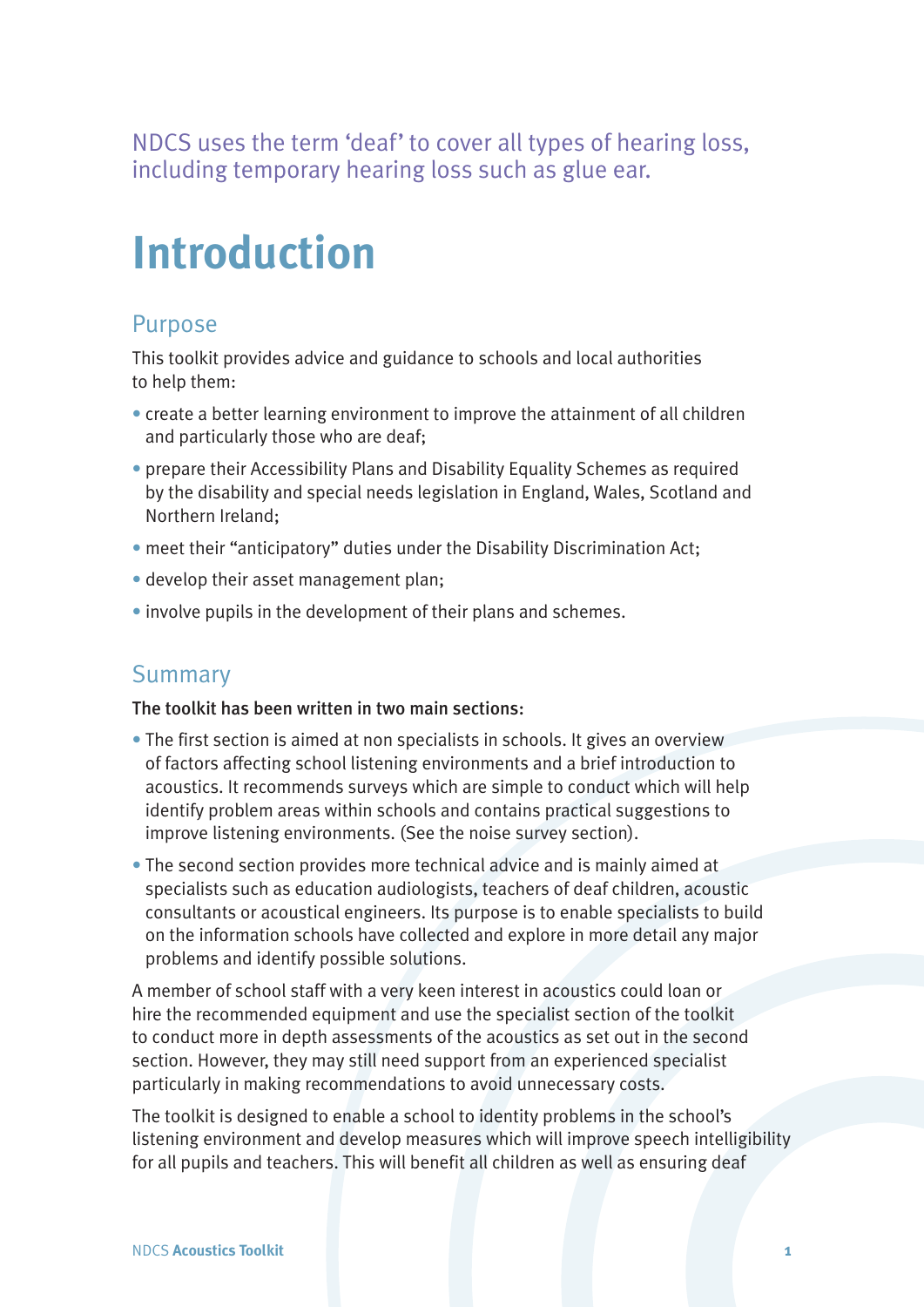NDCS uses the term 'deaf' to cover all types of hearing loss, including temporary hearing loss such as glue ear.

# Introduction

## Purpose

This toolkit provides advice and guidance to schools and local authorities to help them:

- create a better learning environment to improve the attainment of all children and particularly those who are deaf;
- prepare their Accessibility Plans and Disability Equality Schemes as required by the disability and special needs legislation in England, Wales, Scotland and Northern Ireland;
- meet their "anticipatory" duties under the Disability Discrimination Act;
- develop their asset management plan;
- involve pupils in the development of their plans and schemes.

## Summary

**The toolkit has been written in two main sections:**

- The first section is aimed at non specialists in schools. It gives an overview of factors affecting school listening environments and a brief introduction to acoustics. It recommends surveys which are simple to conduct which will help identify problem areas within schools and contains practical suggestions to improve listening environments. (See the noise survey section).
- The second section provides more technical advice and is mainly aimed at specialists such as education audiologists, teachers of deaf children, acoustic consultants or acoustical engineers. Its purpose is to enable specialists to build on the information schools have collected and explore in more detail any major problems and identify possible solutions.

A member of school staff with a very keen interest in acoustics could loan or hire the recommended equipment and use the specialist section of the toolkit to conduct more in depth assessments of the acoustics as set out in the second section. However, they may still need support from an experienced specialist particularly in making recommendations to avoid unnecessary costs.

The toolkit is designed to enable a school to identity problems in the school's listening environment and develop measures which will improve speech intelligibility for all pupils and teachers. This will benefit all children as well as ensuring deaf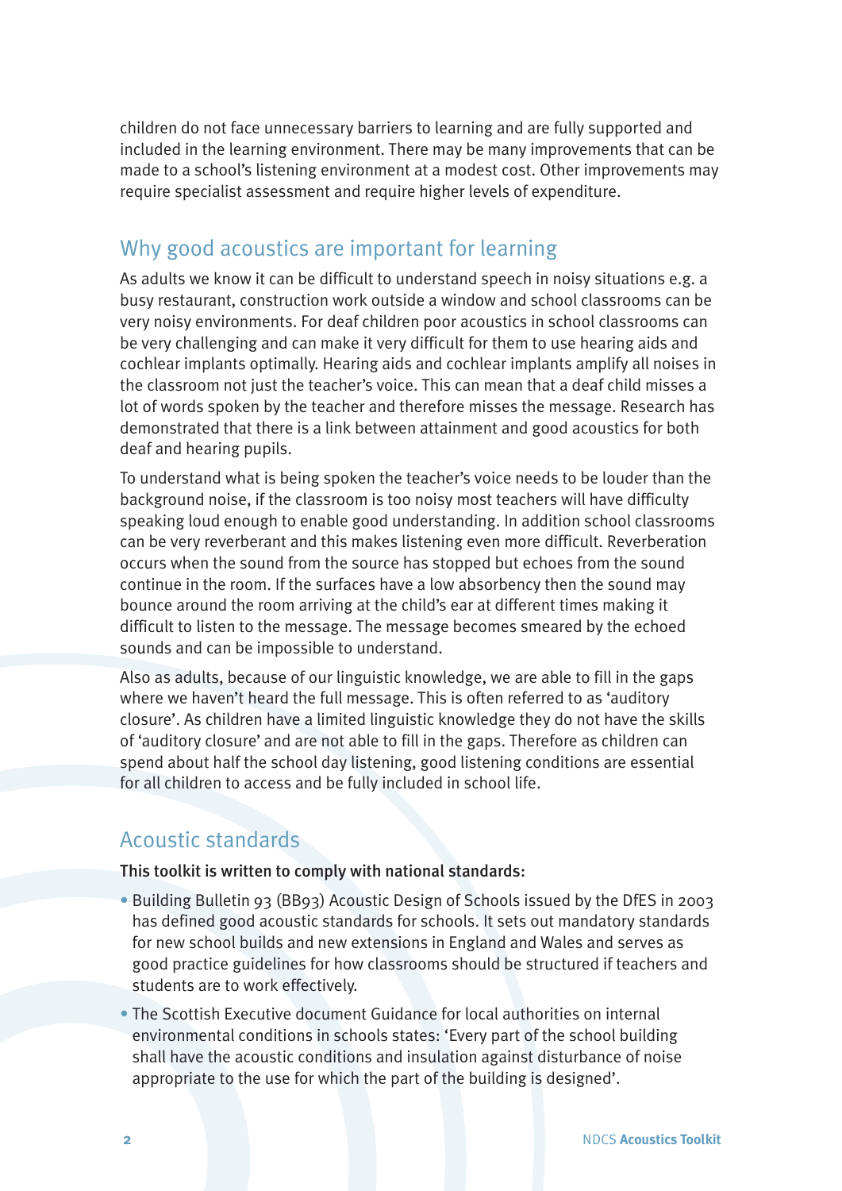children do not face unnecessary barriers to learning and are fully supported and included in the learning environment. There may be many improvements that can be made to a school's listening environment at a modest cost. Other improvements may require specialist assessment and require higher levels of expenditure.

## Why good acoustics are important for learning

As adults we know it can be difficult to understand speech in noisy situations e.g. a busy restaurant, construction work outside a window and school classrooms can be very noisy environments. For deaf children poor acoustics in school classrooms can be very challenging and can make it very difficult for them to use hearing aids and cochlear implants optimally. Hearing aids and cochlear implants amplify all noises in the classroom not just the teacher's voice. This can mean that a deaf child misses a lot of words spoken by the teacher and therefore misses the message. Research has demonstrated that there is a link between attainment and good acoustics for both deaf and hearing pupils.

To understand what is being spoken the teacher's voice needs to be louder than the background noise, if the classroom is too noisy most teachers will have difficulty speaking loud enough to enable good understanding. In addition school classrooms can be very reverberant and this makes listening even more difficult. Reverberation occurs when the sound from the source has stopped but echoes from the sound continue in the room. If the surfaces have a low absorbency then the sound may bounce around the room arriving at the child's ear at different times making it difficult to listen to the message. The message becomes smeared by the echoed sounds and can be impossible to understand.

Also as adults, because of our linguistic knowledge, we are able to fill in the gaps where we haven't heard the full message. This is often referred to as 'auditory closure'. As children have a limited linguistic knowledge they do not have the skills of 'auditory closure' and are not able to fill in the gaps. Therefore as children can spend about half the school day listening, good listening conditions are essential for all children to access and be fully included in school life.

## Acoustic standards

**This toolkit is written to comply with national standards:**

- Building Bulletin 93 (BB93) Acoustic Design of Schools issued by the DfES in 2003 has defined good acoustic standards for schools. It sets out mandatory standards for new school builds and new extensions in England and Wales and serves as good practice guidelines for how classrooms should be structured if teachers and students are to work effectively.
- The Scottish Executive document Guidance for local authorities on internal environmental conditions in schools states: 'Every part of the school building shall have the acoustic conditions and insulation against disturbance of noise appropriate to the use for which the part of the building is designed'.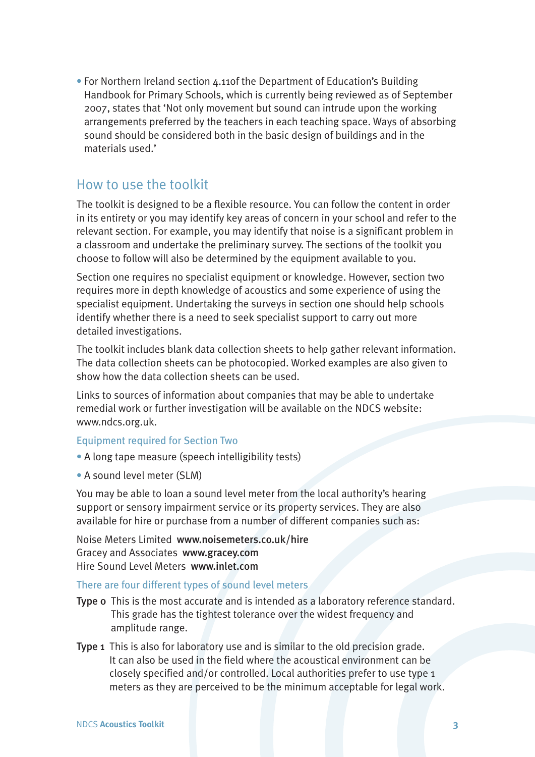- For Northern Ireland section 4.11of the Department of Education's Building Handbook for Primary Schools, which is currently being reviewed as of September 2007, states that 'Not only movement but sound can intrude upon the working arrangements preferred by the teachers in each teaching space. Ways of absorbing sound should be considered both in the basic design of buildings and in the materials used.'

## How to use the toolkit

The toolkit is designed to be a flexible resource. You can follow the content in order in its entirety or you may identify key areas of concern in your school and refer to the relevant section. For example, you may identify that noise is a significant problem in a classroom and undertake the preliminary survey. The sections of the toolkit you choose to follow will also be determined by the equipment available to you.

Section one requires no specialist equipment or knowledge. However, section two requires more in depth knowledge of acoustics and some experience of using the specialist equipment. Undertaking the surveys in section one should help schools identify whether there is a need to seek specialist support to carry out more detailed investigations.

The toolkit includes blank data collection sheets to help gather relevant information. The data collection sheets can be photocopied. Worked examples are also given to show how the data collection sheets can be used.

Links to sources of information about companies that may be able to undertake remedial work or further investigation will be available on the NDCS website: www.ndcs.org.uk.

### Equipment required for Section Two

- A long tape measure (speech intelligibility tests)
- A sound level meter (SLM)

You may be able to loan a sound level meter from the local authority's hearing support or sensory impairment service or its property services. They are also available for hire or purchase from a number of different companies such as:

Noise Meters Limited **www.noisemeters.co.uk/hire**
Gracey and Associates **www.gracey.com**
Hire Sound Level Meters **www.inlet.com**

### There are four different types of sound level meters

**Type 0** This is the most accurate and is intended as a laboratory reference standard. This grade has the tightest tolerance over the widest frequency and amplitude range.

**Type 1** This is also for laboratory use and is similar to the old precision grade. It can also be used in the field where the acoustical environment can be closely specified and/or controlled. Local authorities prefer to use type 1 meters as they are perceived to be the minimum acceptable for legal work.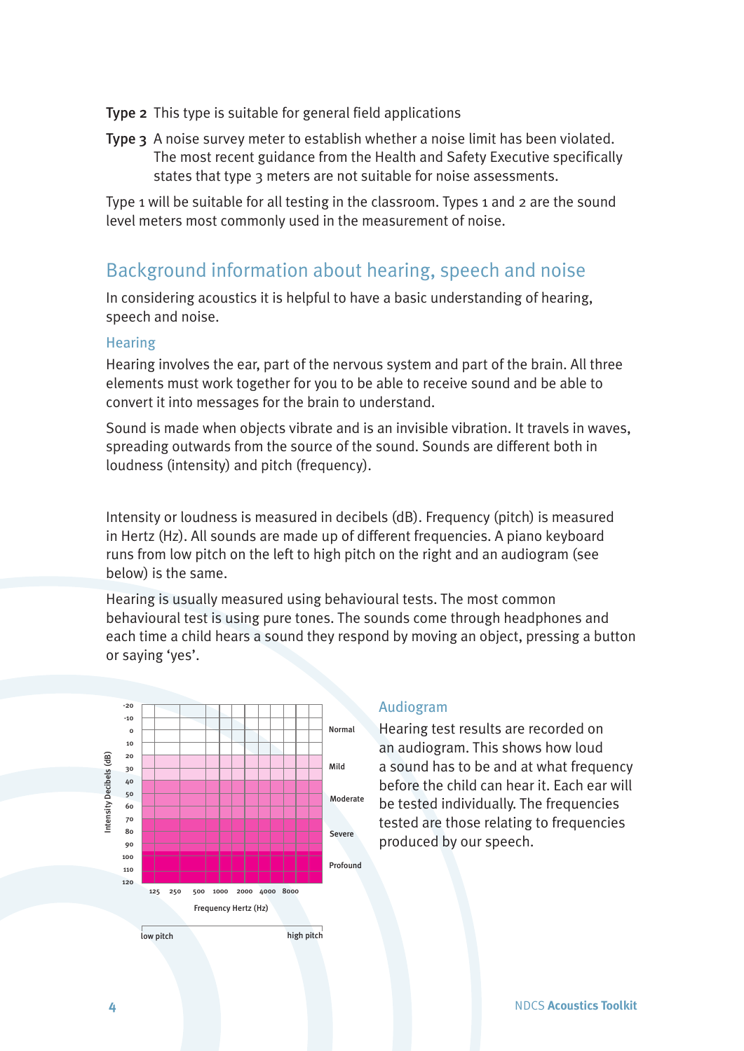**Type 2** This type is suitable for general field applications

**Type 3** A noise survey meter to establish whether a noise limit has been violated. The most recent guidance from the Health and Safety Executive specifically states that type 3 meters are not suitable for noise assessments.

Type 1 will be suitable for all testing in the classroom. Types 1 and 2 are the sound level meters most commonly used in the measurement of noise.

## Background information about hearing, speech and noise

In considering acoustics it is helpful to have a basic understanding of hearing, speech and noise.

### Hearing

Hearing involves the ear, part of the nervous system and part of the brain. All three elements must work together for you to be able to receive sound and be able to convert it into messages for the brain to understand.

Sound is made when objects vibrate and is an invisible vibration. It travels in waves, spreading outwards from the source of the sound. Sounds are different both in loudness (intensity) and pitch (frequency).

Intensity or loudness is measured in decibels (dB). Frequency (pitch) is measured in Hertz (Hz). All sounds are made up of different frequencies. A piano keyboard runs from low pitch on the left to high pitch on the right and an audiogram (see below) is the same.

Hearing is usually measured using behavioural tests. The most common behavioural test is using pure tones. The sounds come through headphones and each time a child hears a sound they respond by moving an object, pressing a button or saying 'yes'.

Intensity Decibels (dB): -20, -10, 0, 10, 20, 30, 40, 50, 60, 70, 80, 90, 100, 110, 120

Normal, Mild, Moderate, Severe, Profound

Frequency Hertz (Hz): 125, 250, 500, 1000, 2000, 4000, 8000

low pitch — high pitch

### Audiogram

Hearing test results are recorded on an audiogram. This shows how loud a sound has to be and at what frequency before the child can hear it. Each ear will be tested individually. The frequencies tested are those relating to frequencies produced by our speech.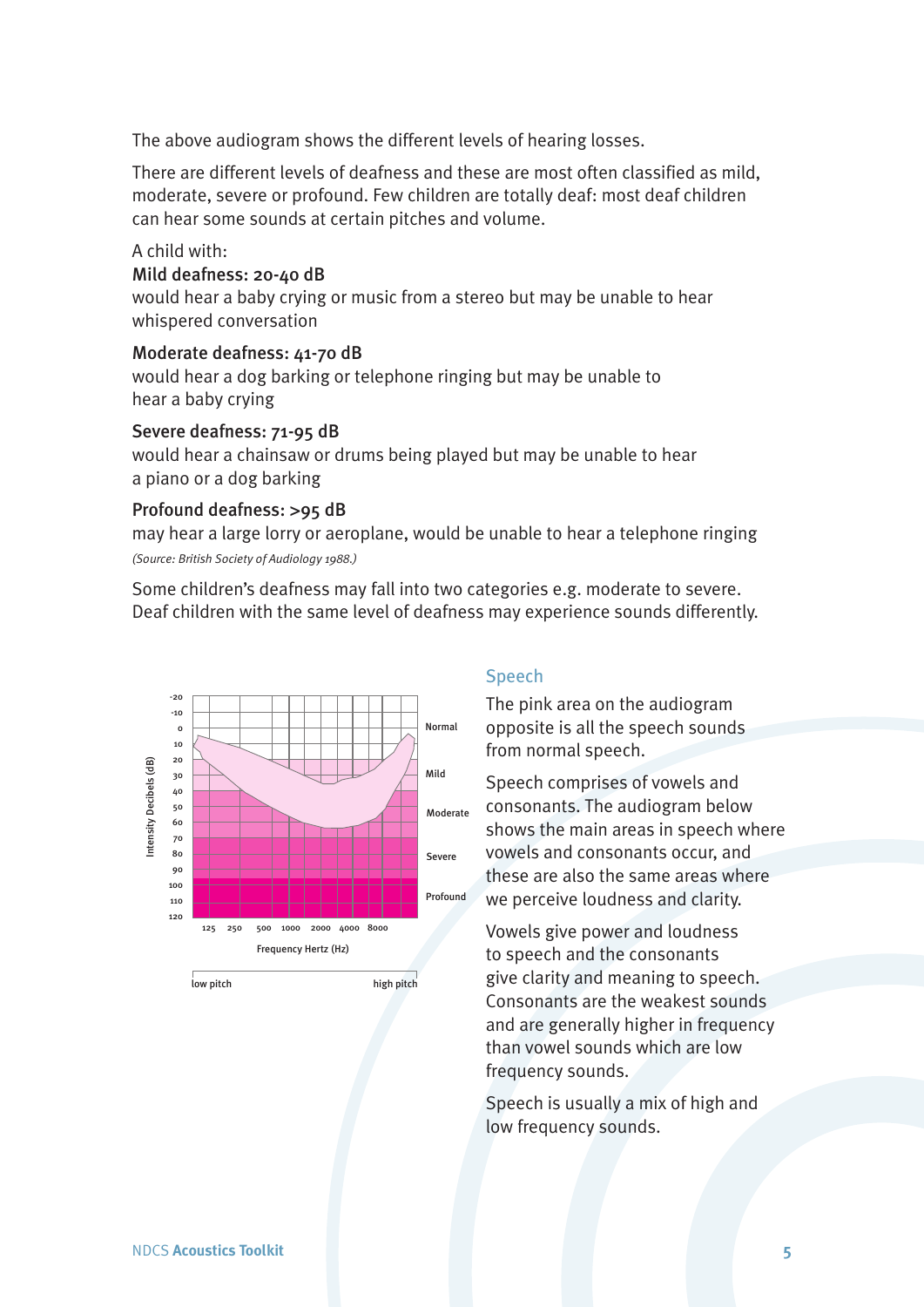The above audiogram shows the different levels of hearing losses.

There are different levels of deafness and these are most often classified as mild, moderate, severe or profound. Few children are totally deaf: most deaf children can hear some sounds at certain pitches and volume.

A child with:

**Mild deafness: 20-40 dB**
would hear a baby crying or music from a stereo but may be unable to hear whispered conversation

**Moderate deafness: 41-70 dB**
would hear a dog barking or telephone ringing but may be unable to hear a baby crying

**Severe deafness: 71-95 dB**
would hear a chainsaw or drums being played but may be unable to hear a piano or a dog barking

**Profound deafness: >95 dB**
may hear a large lorry or aeroplane, would be unable to hear a telephone ringing

*(Source: British Society of Audiology 1988.)*

Some children's deafness may fall into two categories e.g. moderate to severe. Deaf children with the same level of deafness may experience sounds differently.

Intensity Decibels (dB): -20, -10, 0, 10, 20, 30, 40, 50, 60, 70, 80, 90, 100, 110, 120

Normal, Mild, Moderate, Severe, Profound

Frequency Hertz (Hz): 125, 250, 500, 1000, 2000, 4000, 8000

low pitch — high pitch

## Speech

The pink area on the audiogram opposite is all the speech sounds from normal speech.

Speech comprises of vowels and consonants. The audiogram below shows the main areas in speech where vowels and consonants occur, and these are also the same areas where we perceive loudness and clarity.

Vowels give power and loudness to speech and the consonants give clarity and meaning to speech. Consonants are the weakest sounds and are generally higher in frequency than vowel sounds which are low frequency sounds.

Speech is usually a mix of high and low frequency sounds.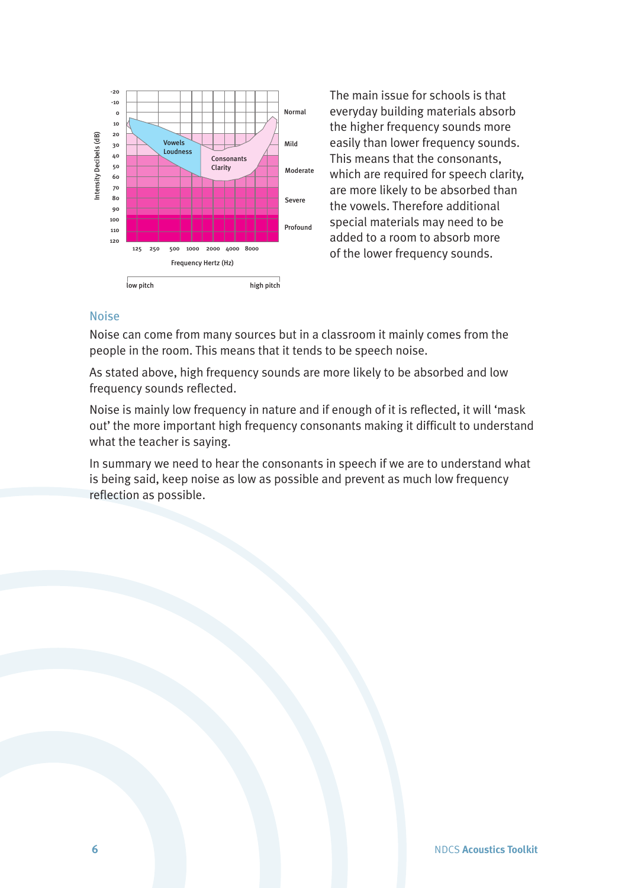The main issue for schools is that everyday building materials absorb the higher frequency sounds more easily than lower frequency sounds. This means that the consonants, which are required for speech clarity, are more likely to be absorbed than the vowels. Therefore additional special materials may need to be added to a room to absorb more of the lower frequency sounds.

## Noise

Noise can come from many sources but in a classroom it mainly comes from the people in the room. This means that it tends to be speech noise.

As stated above, high frequency sounds are more likely to be absorbed and low frequency sounds reflected.

Noise is mainly low frequency in nature and if enough of it is reflected, it will 'mask out' the more important high frequency consonants making it difficult to understand what the teacher is saying.

In summary we need to hear the consonants in speech if we are to understand what is being said, keep noise as low as possible and prevent as much low frequency reflection as possible.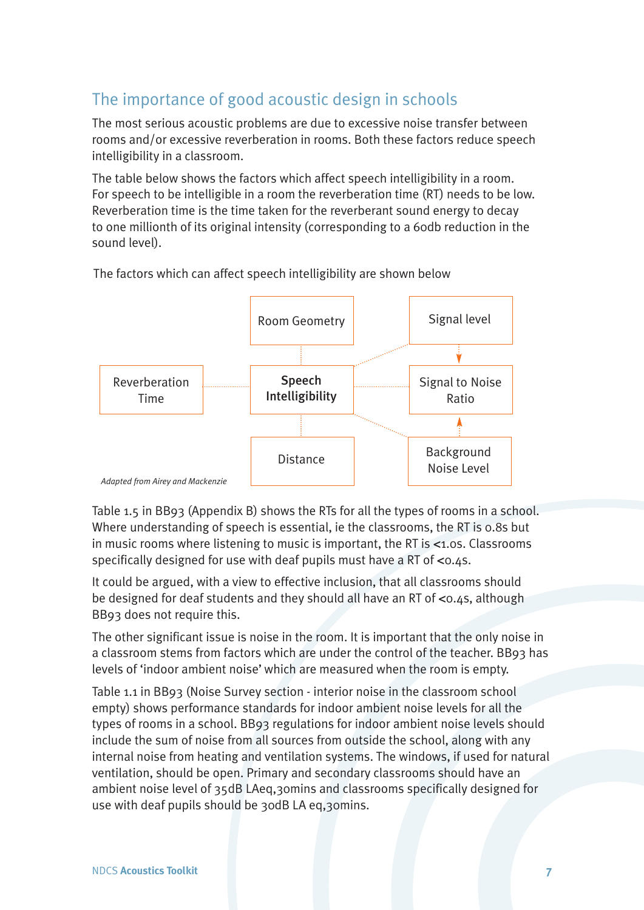## The importance of good acoustic design in schools

The most serious acoustic problems are due to excessive noise transfer between rooms and/or excessive reverberation in rooms. Both these factors reduce speech intelligibility in a classroom.

The table below shows the factors which affect speech intelligibility in a room. For speech to be intelligible in a room the reverberation time (RT) needs to be low. Reverberation time is the time taken for the reverberant sound energy to decay to one millionth of its original intensity (corresponding to a 60db reduction in the sound level).

The factors which can affect speech intelligibility are shown below

Room Geometry

Signal level

Reverberation Time

**Speech Intelligibility**

Signal to Noise Ratio

Distance

Background Noise Level

*Adapted from Airey and Mackenzie*

Table 1.5 in BB93 (Appendix B) shows the RTs for all the types of rooms in a school. Where understanding of speech is essential, ie the classrooms, the RT is 0.8s but in music rooms where listening to music is important, the RT is <1.0s. Classrooms specifically designed for use with deaf pupils must have a RT of <0.4s.

It could be argued, with a view to effective inclusion, that all classrooms should be designed for deaf students and they should all have an RT of <0.4s, although BB93 does not require this.

The other significant issue is noise in the room. It is important that the only noise in a classroom stems from factors which are under the control of the teacher. BB93 has levels of 'indoor ambient noise' which are measured when the room is empty.

Table 1.1 in BB93 (Noise Survey section - interior noise in the classroom school empty) shows performance standards for indoor ambient noise levels for all the types of rooms in a school. BB93 regulations for indoor ambient noise levels should include the sum of noise from all sources from outside the school, along with any internal noise from heating and ventilation systems. The windows, if used for natural ventilation, should be open. Primary and secondary classrooms should have an ambient noise level of 35dB LAeq,30mins and classrooms specifically designed for use with deaf pupils should be 30dB LA eq,30mins.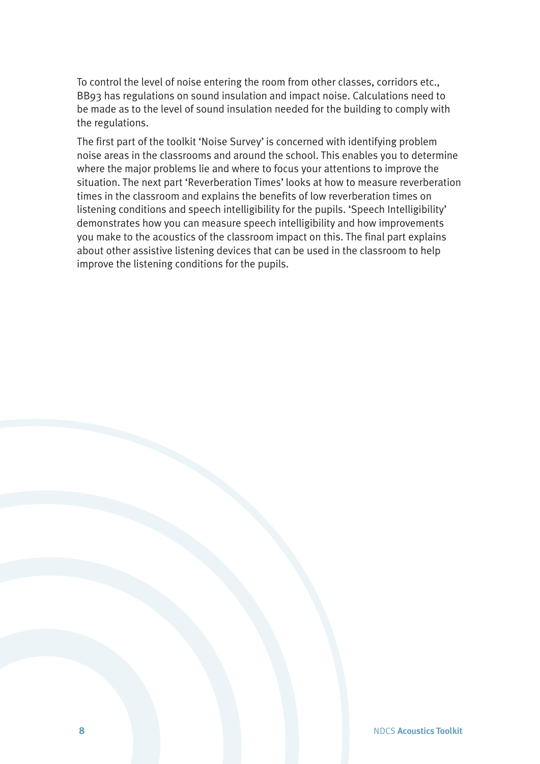To control the level of noise entering the room from other classes, corridors etc., BB93 has regulations on sound insulation and impact noise. Calculations need to be made as to the level of sound insulation needed for the building to comply with the regulations.

The first part of the toolkit 'Noise Survey' is concerned with identifying problem noise areas in the classrooms and around the school. This enables you to determine where the major problems lie and where to focus your attentions to improve the situation. The next part 'Reverberation Times' looks at how to measure reverberation times in the classroom and explains the benefits of low reverberation times on listening conditions and speech intelligibility for the pupils. 'Speech Intelligibility' demonstrates how you can measure speech intelligibility and how improvements you make to the acoustics of the classroom impact on this. The final part explains about other assistive listening devices that can be used in the classroom to help improve the listening conditions for the pupils.